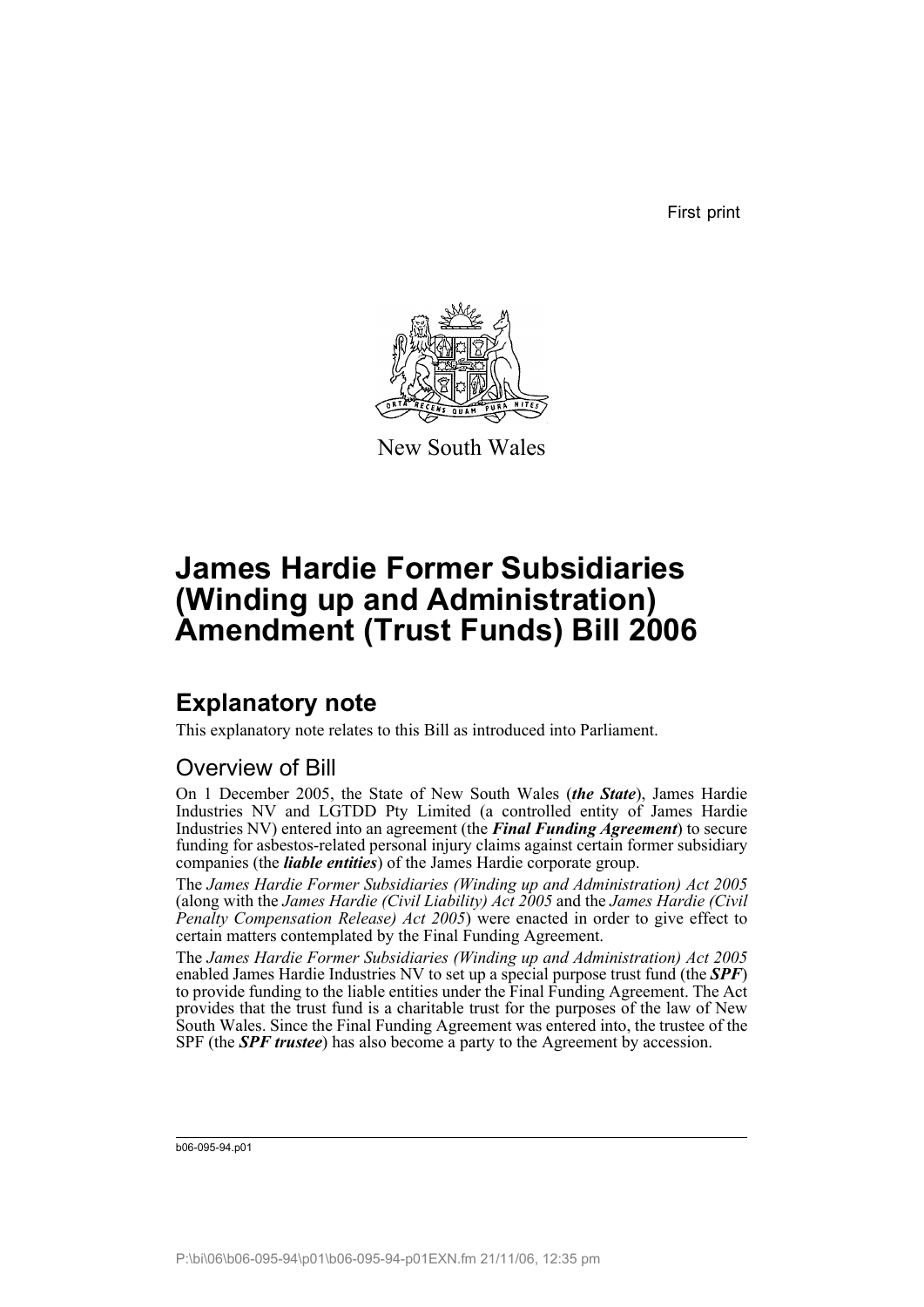First print

New South Wales

# James Hardie Former Subsidiaries (Winding up and Administration) Amendment (Trust Funds) Bill 2006

## Explanatory note

This explanatory note relates to this Bill as introduced into Parliament.

### Overview of Bill

On 1 December 2005, the State of New South Wales (***the State***), James Hardie Industries NV and LGTDD Pty Limited (a controlled entity of James Hardie Industries NV) entered into an agreement (the ***Final Funding Agreement***) to secure funding for asbestos-related personal injury claims against certain former subsidiary companies (the ***liable entities***) of the James Hardie corporate group.

The *James Hardie Former Subsidiaries (Winding up and Administration) Act 2005* (along with the *James Hardie (Civil Liability) Act 2005* and the *James Hardie (Civil Penalty Compensation Release) Act 2005*) were enacted in order to give effect to certain matters contemplated by the Final Funding Agreement.

The *James Hardie Former Subsidiaries (Winding up and Administration) Act 2005* enabled James Hardie Industries NV to set up a special purpose trust fund (the ***SPF***) to provide funding to the liable entities under the Final Funding Agreement. The Act provides that the trust fund is a charitable trust for the purposes of the law of New South Wales. Since the Final Funding Agreement was entered into, the trustee of the SPF (the ***SPF trustee***) has also become a party to the Agreement by accession.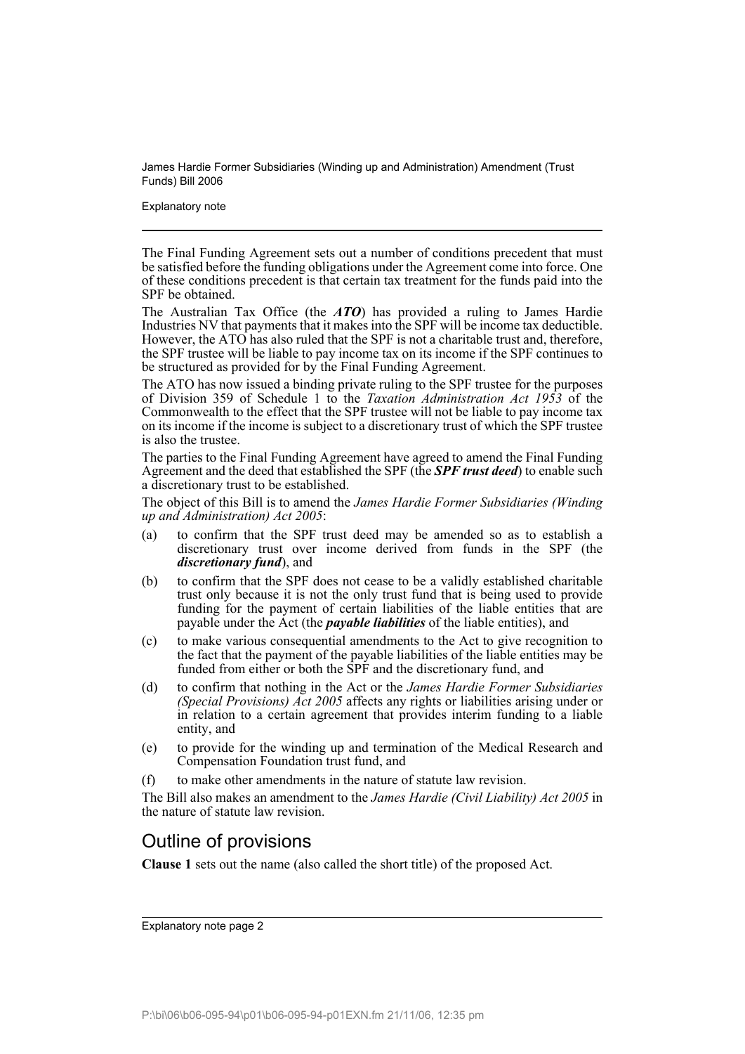The Final Funding Agreement sets out a number of conditions precedent that must be satisfied before the funding obligations under the Agreement come into force. One of these conditions precedent is that certain tax treatment for the funds paid into the SPF be obtained.

The Australian Tax Office (the ***ATO***) has provided a ruling to James Hardie Industries NV that payments that it makes into the SPF will be income tax deductible. However, the ATO has also ruled that the SPF is not a charitable trust and, therefore, the SPF trustee will be liable to pay income tax on its income if the SPF continues to be structured as provided for by the Final Funding Agreement.

The ATO has now issued a binding private ruling to the SPF trustee for the purposes of Division 359 of Schedule 1 to the *Taxation Administration Act 1953* of the Commonwealth to the effect that the SPF trustee will not be liable to pay income tax on its income if the income is subject to a discretionary trust of which the SPF trustee is also the trustee.

The parties to the Final Funding Agreement have agreed to amend the Final Funding Agreement and the deed that established the SPF (the ***SPF trust deed***) to enable such a discretionary trust to be established.

The object of this Bill is to amend the *James Hardie Former Subsidiaries (Winding up and Administration) Act 2005*:

(a) to confirm that the SPF trust deed may be amended so as to establish a discretionary trust over income derived from funds in the SPF (the ***discretionary fund***), and

(b) to confirm that the SPF does not cease to be a validly established charitable trust only because it is not the only trust fund that is being used to provide funding for the payment of certain liabilities of the liable entities that are payable under the Act (the ***payable liabilities*** of the liable entities), and

(c) to make various consequential amendments to the Act to give recognition to the fact that the payment of the payable liabilities of the liable entities may be funded from either or both the SPF and the discretionary fund, and

(d) to confirm that nothing in the Act or the *James Hardie Former Subsidiaries (Special Provisions) Act 2005* affects any rights or liabilities arising under or in relation to a certain agreement that provides interim funding to a liable entity, and

(e) to provide for the winding up and termination of the Medical Research and Compensation Foundation trust fund, and

(f) to make other amendments in the nature of statute law revision.

The Bill also makes an amendment to the *James Hardie (Civil Liability) Act 2005* in the nature of statute law revision.

## Outline of provisions

**Clause 1** sets out the name (also called the short title) of the proposed Act.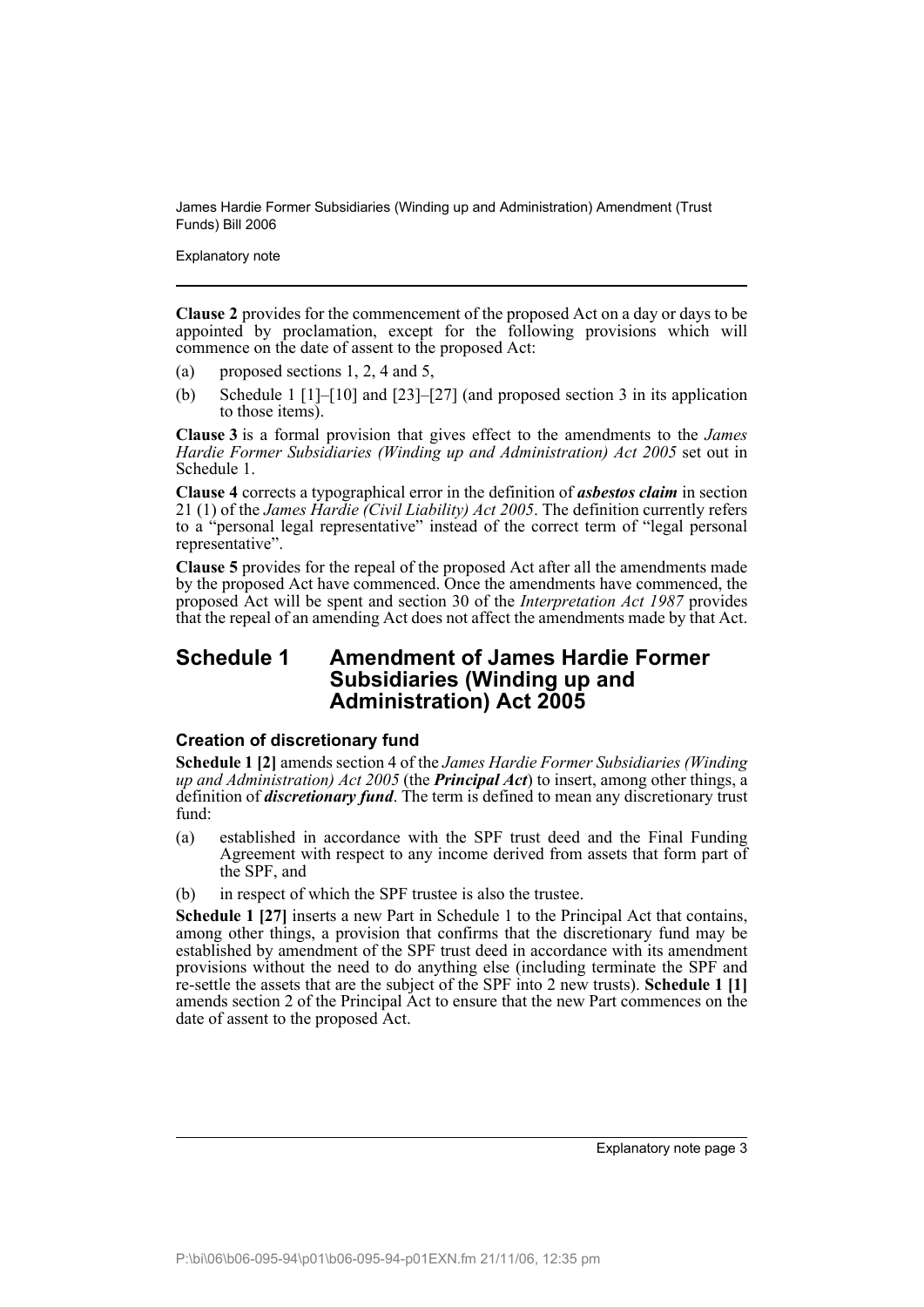**Clause 2** provides for the commencement of the proposed Act on a day or days to be appointed by proclamation, except for the following provisions which will commence on the date of assent to the proposed Act:

(a) proposed sections 1, 2, 4 and 5,

(b) Schedule 1 [1]–[10] and [23]–[27] (and proposed section 3 in its application to those items).

**Clause 3** is a formal provision that gives effect to the amendments to the *James Hardie Former Subsidiaries (Winding up and Administration) Act 2005* set out in Schedule 1.

**Clause 4** corrects a typographical error in the definition of ***asbestos claim*** in section 21 (1) of the *James Hardie (Civil Liability) Act 2005*. The definition currently refers to a "personal legal representative" instead of the correct term of "legal personal representative".

**Clause 5** provides for the repeal of the proposed Act after all the amendments made by the proposed Act have commenced. Once the amendments have commenced, the proposed Act will be spent and section 30 of the *Interpretation Act 1987* provides that the repeal of an amending Act does not affect the amendments made by that Act.

## Schedule 1 Amendment of James Hardie Former Subsidiaries (Winding up and Administration) Act 2005

### Creation of discretionary fund

**Schedule 1 [2]** amends section 4 of the *James Hardie Former Subsidiaries (Winding up and Administration) Act 2005* (the ***Principal Act***) to insert, among other things, a definition of ***discretionary fund***. The term is defined to mean any discretionary trust fund:

(a) established in accordance with the SPF trust deed and the Final Funding Agreement with respect to any income derived from assets that form part of the SPF, and

(b) in respect of which the SPF trustee is also the trustee.

**Schedule 1 [27]** inserts a new Part in Schedule 1 to the Principal Act that contains, among other things, a provision that confirms that the discretionary fund may be established by amendment of the SPF trust deed in accordance with its amendment provisions without the need to do anything else (including terminate the SPF and re-settle the assets that are the subject of the SPF into 2 new trusts). **Schedule 1 [1]** amends section 2 of the Principal Act to ensure that the new Part commences on the date of assent to the proposed Act.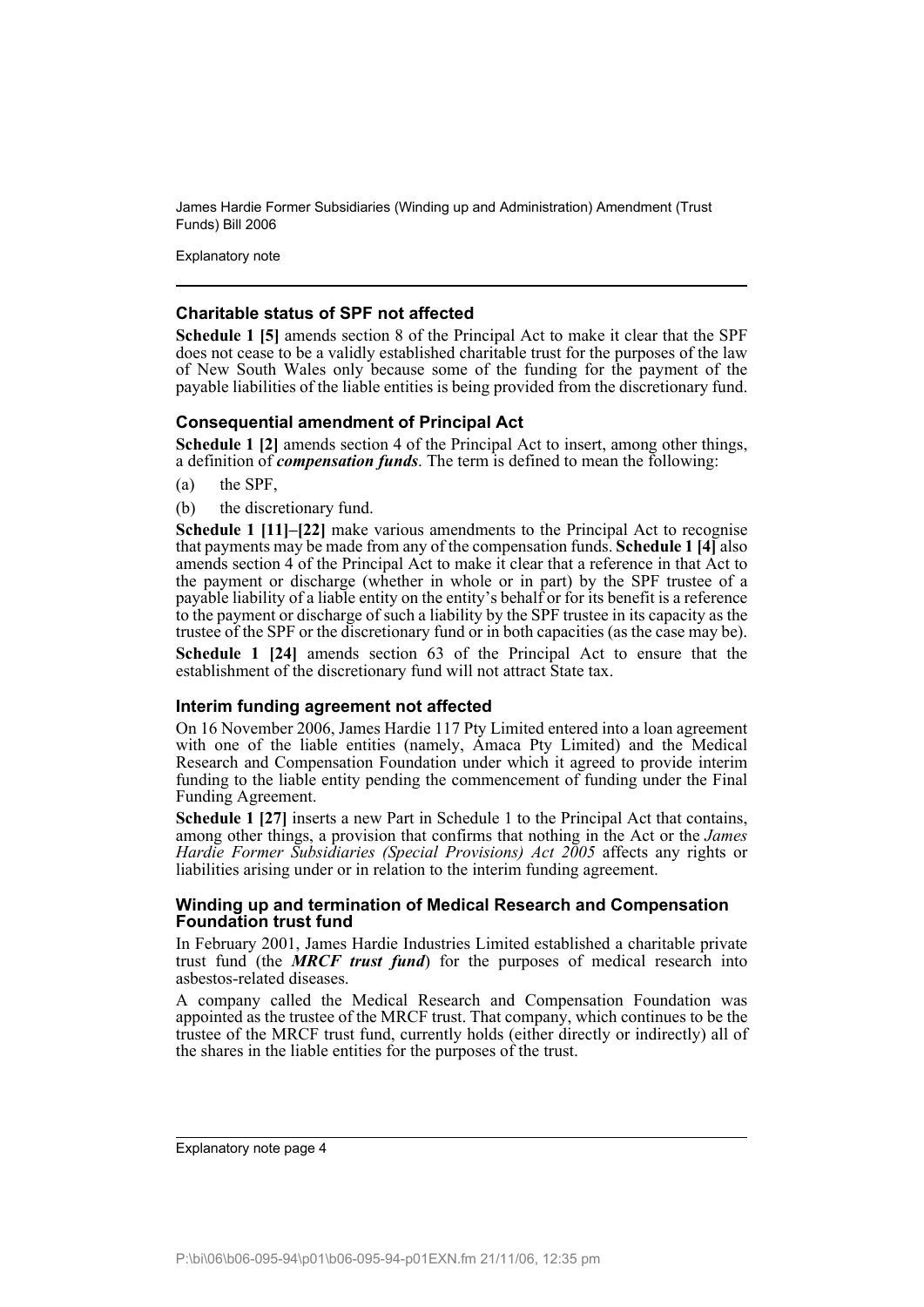### Charitable status of SPF not affected

**Schedule 1 [5]** amends section 8 of the Principal Act to make it clear that the SPF does not cease to be a validly established charitable trust for the purposes of the law of New South Wales only because some of the funding for the payment of the payable liabilities of the liable entities is being provided from the discretionary fund.

### Consequential amendment of Principal Act

**Schedule 1 [2]** amends section 4 of the Principal Act to insert, among other things, a definition of ***compensation funds***. The term is defined to mean the following:

(a) the SPF,

(b) the discretionary fund.

**Schedule 1 [11]–[22]** make various amendments to the Principal Act to recognise that payments may be made from any of the compensation funds. **Schedule 1 [4]** also amends section 4 of the Principal Act to make it clear that a reference in that Act to the payment or discharge (whether in whole or in part) by the SPF trustee of a payable liability of a liable entity on the entity's behalf or for its benefit is a reference to the payment or discharge of such a liability by the SPF trustee in its capacity as the trustee of the SPF or the discretionary fund or in both capacities (as the case may be).

**Schedule 1 [24]** amends section 63 of the Principal Act to ensure that the establishment of the discretionary fund will not attract State tax.

### Interim funding agreement not affected

On 16 November 2006, James Hardie 117 Pty Limited entered into a loan agreement with one of the liable entities (namely, Amaca Pty Limited) and the Medical Research and Compensation Foundation under which it agreed to provide interim funding to the liable entity pending the commencement of funding under the Final Funding Agreement.

**Schedule 1 [27]** inserts a new Part in Schedule 1 to the Principal Act that contains, among other things, a provision that confirms that nothing in the Act or the *James Hardie Former Subsidiaries (Special Provisions) Act 2005* affects any rights or liabilities arising under or in relation to the interim funding agreement.

### Winding up and termination of Medical Research and Compensation Foundation trust fund

In February 2001, James Hardie Industries Limited established a charitable private trust fund (the ***MRCF trust fund***) for the purposes of medical research into asbestos-related diseases.

A company called the Medical Research and Compensation Foundation was appointed as the trustee of the MRCF trust. That company, which continues to be the trustee of the MRCF trust fund, currently holds (either directly or indirectly) all of the shares in the liable entities for the purposes of the trust.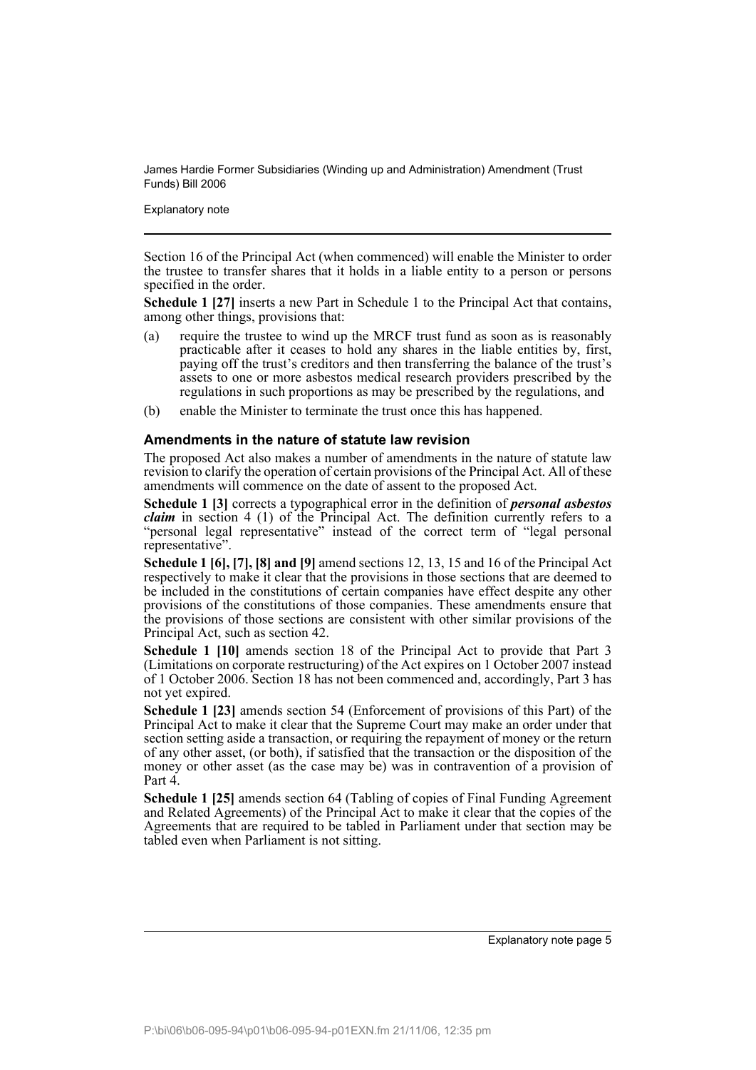Section 16 of the Principal Act (when commenced) will enable the Minister to order the trustee to transfer shares that it holds in a liable entity to a person or persons specified in the order.

**Schedule 1 [27]** inserts a new Part in Schedule 1 to the Principal Act that contains, among other things, provisions that:

(a) require the trustee to wind up the MRCF trust fund as soon as is reasonably practicable after it ceases to hold any shares in the liable entities by, first, paying off the trust's creditors and then transferring the balance of the trust's assets to one or more asbestos medical research providers prescribed by the regulations in such proportions as may be prescribed by the regulations, and

(b) enable the Minister to terminate the trust once this has happened.

### Amendments in the nature of statute law revision

The proposed Act also makes a number of amendments in the nature of statute law revision to clarify the operation of certain provisions of the Principal Act. All of these amendments will commence on the date of assent to the proposed Act.

**Schedule 1 [3]** corrects a typographical error in the definition of ***personal asbestos claim*** in section 4 (1) of the Principal Act. The definition currently refers to a "personal legal representative" instead of the correct term of "legal personal representative".

**Schedule 1 [6], [7], [8] and [9]** amend sections 12, 13, 15 and 16 of the Principal Act respectively to make it clear that the provisions in those sections that are deemed to be included in the constitutions of certain companies have effect despite any other provisions of the constitutions of those companies. These amendments ensure that the provisions of those sections are consistent with other similar provisions of the Principal Act, such as section 42.

**Schedule 1 [10]** amends section 18 of the Principal Act to provide that Part 3 (Limitations on corporate restructuring) of the Act expires on 1 October 2007 instead of 1 October 2006. Section 18 has not been commenced and, accordingly, Part 3 has not yet expired.

**Schedule 1 [23]** amends section 54 (Enforcement of provisions of this Part) of the Principal Act to make it clear that the Supreme Court may make an order under that section setting aside a transaction, or requiring the repayment of money or the return of any other asset, (or both), if satisfied that the transaction or the disposition of the money or other asset (as the case may be) was in contravention of a provision of Part 4.

**Schedule 1 [25]** amends section 64 (Tabling of copies of Final Funding Agreement and Related Agreements) of the Principal Act to make it clear that the copies of the Agreements that are required to be tabled in Parliament under that section may be tabled even when Parliament is not sitting.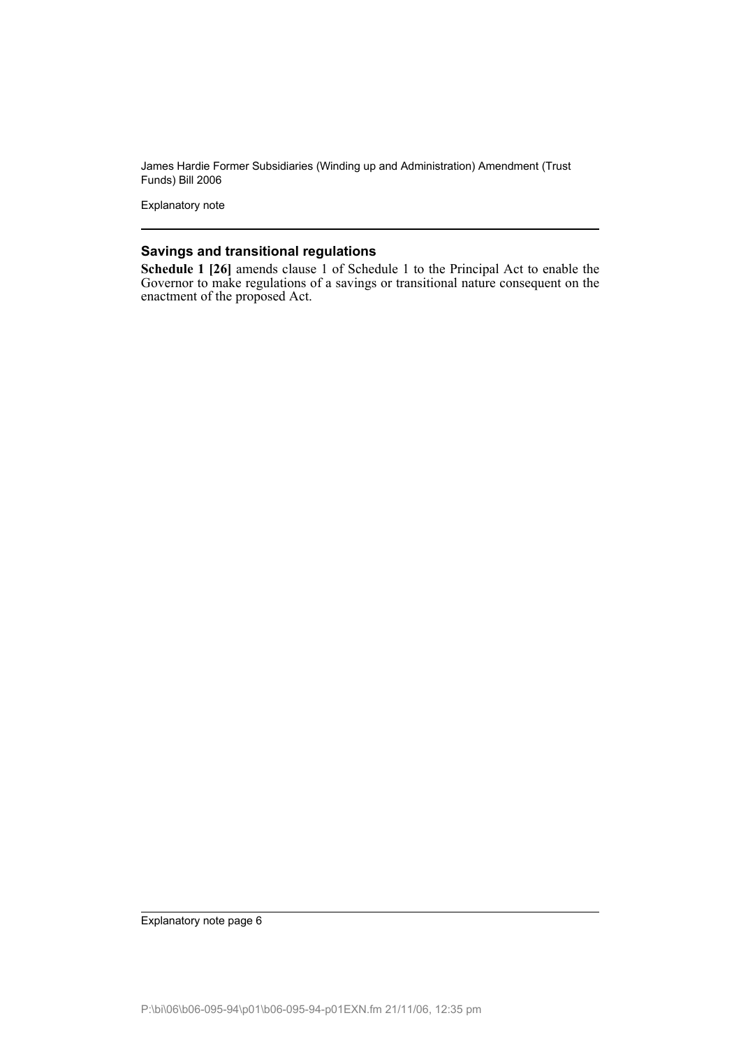## Savings and transitional regulations

**Schedule 1 [26]** amends clause 1 of Schedule 1 to the Principal Act to enable the Governor to make regulations of a savings or transitional nature consequent on the enactment of the proposed Act.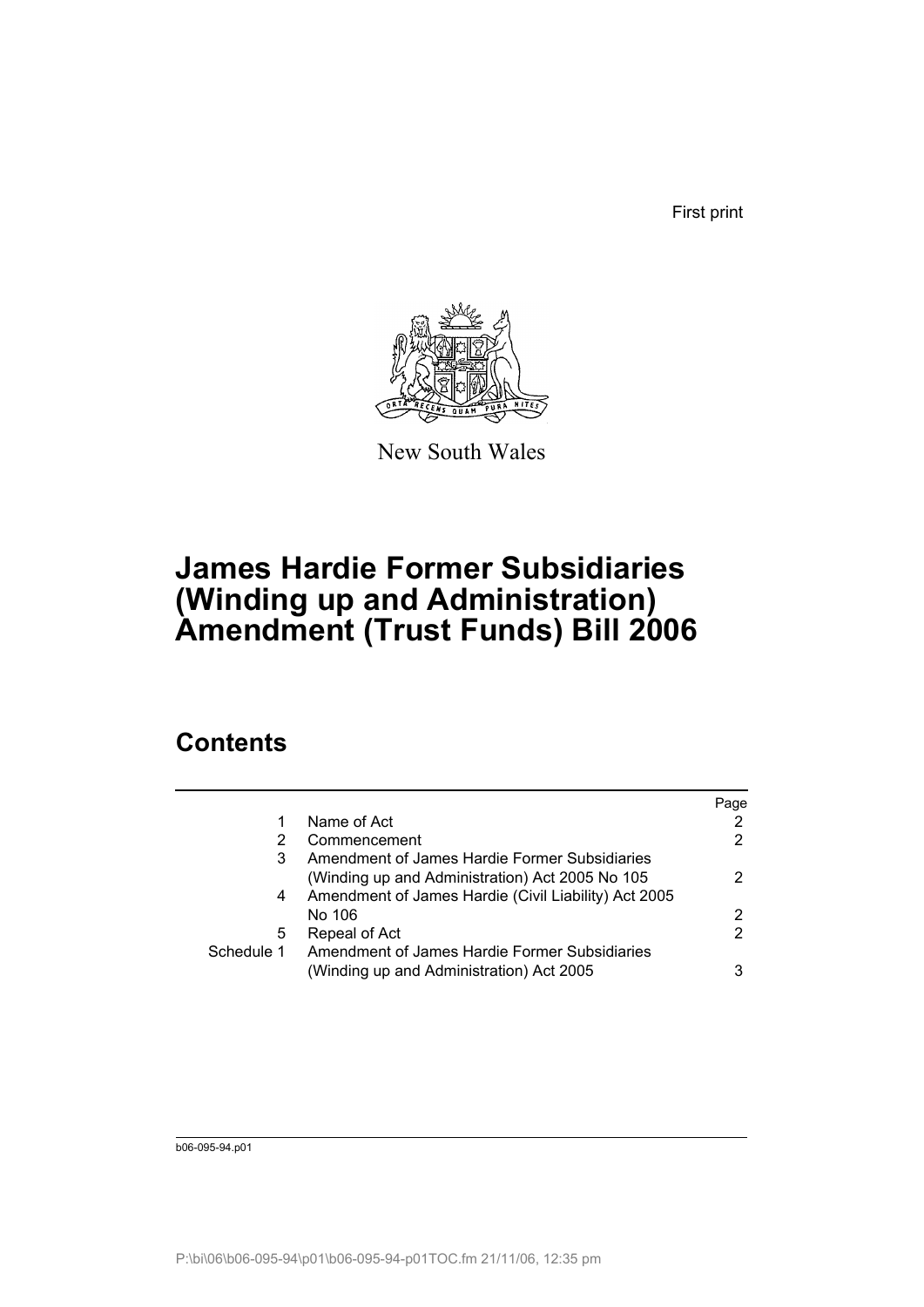First print

New South Wales

# James Hardie Former Subsidiaries (Winding up and Administration) Amendment (Trust Funds) Bill 2006

## Contents

| | | Page |
|---|---|---|
| 1 | Name of Act | 2 |
| 2 | Commencement | 2 |
| 3 | Amendment of James Hardie Former Subsidiaries (Winding up and Administration) Act 2005 No 105 | 2 |
| 4 | Amendment of James Hardie (Civil Liability) Act 2005 No 106 | 2 |
| 5 | Repeal of Act | 2 |
| Schedule 1 | Amendment of James Hardie Former Subsidiaries (Winding up and Administration) Act 2005 | 3 |

b06-095-94.p01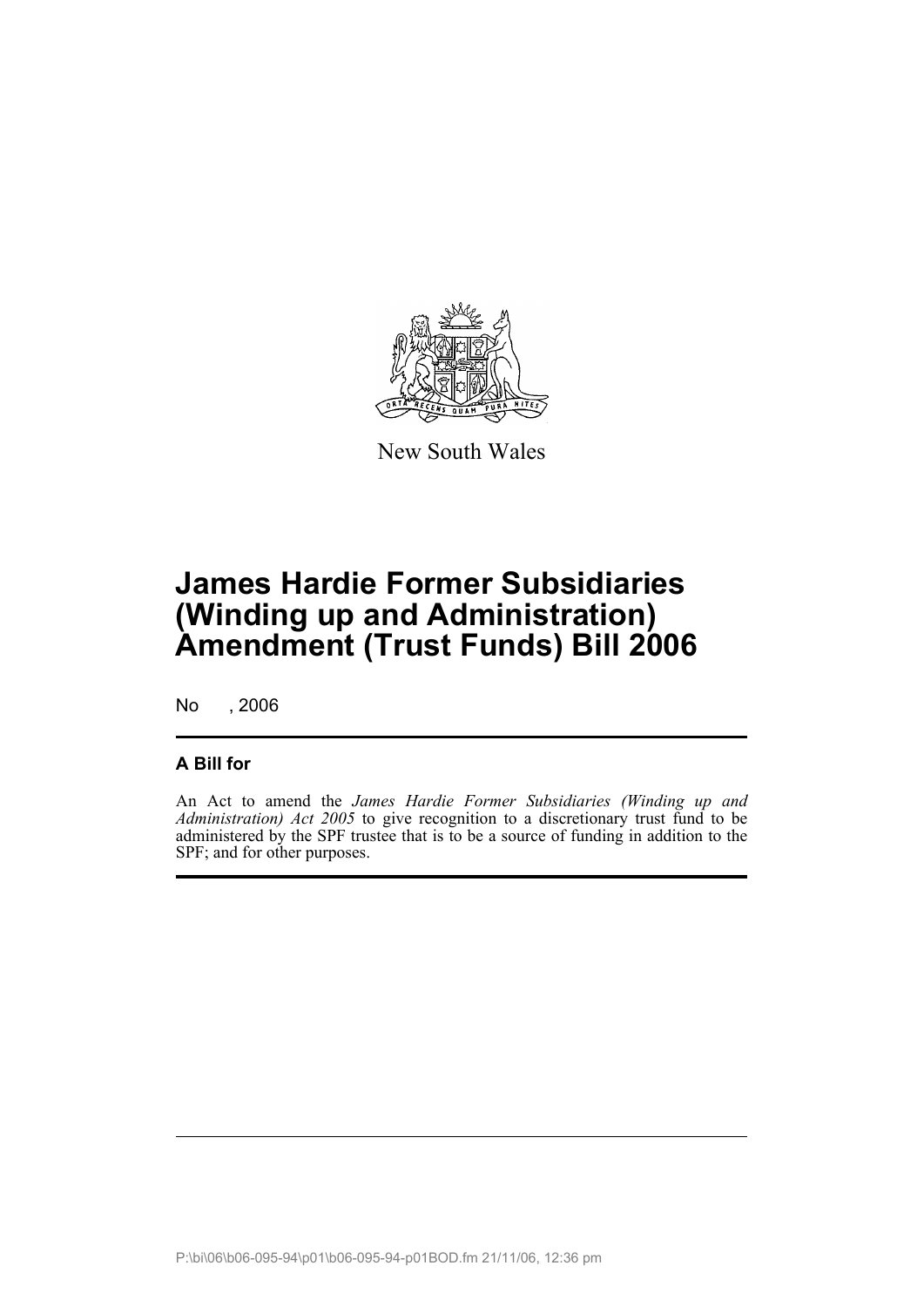New South Wales

# James Hardie Former Subsidiaries (Winding up and Administration) Amendment (Trust Funds) Bill 2006

No , 2006

## A Bill for

An Act to amend the *James Hardie Former Subsidiaries (Winding up and Administration) Act 2005* to give recognition to a discretionary trust fund to be administered by the SPF trustee that is to be a source of funding in addition to the SPF; and for other purposes.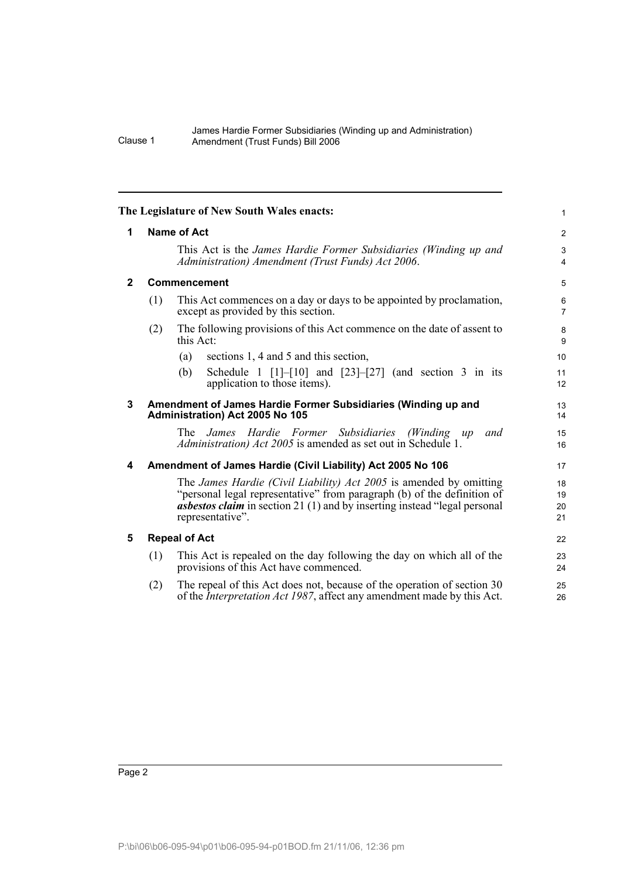**The Legislature of New South Wales enacts:**

## 1 Name of Act

This Act is the *James Hardie Former Subsidiaries (Winding up and Administration) Amendment (Trust Funds) Act 2006*.

## 2 Commencement

(1) This Act commences on a day or days to be appointed by proclamation, except as provided by this section.

(2) The following provisions of this Act commence on the date of assent to this Act:

(a) sections 1, 4 and 5 and this section,

(b) Schedule 1 [1]–[10] and [23]–[27] (and section 3 in its application to those items).

## 3 Amendment of James Hardie Former Subsidiaries (Winding up and Administration) Act 2005 No 105

The *James Hardie Former Subsidiaries (Winding up and Administration) Act 2005* is amended as set out in Schedule 1.

## 4 Amendment of James Hardie (Civil Liability) Act 2005 No 106

The *James Hardie (Civil Liability) Act 2005* is amended by omitting "personal legal representative" from paragraph (b) of the definition of ***asbestos claim*** in section 21 (1) and by inserting instead "legal personal representative".

## 5 Repeal of Act

(1) This Act is repealed on the day following the day on which all of the provisions of this Act have commenced.

(2) The repeal of this Act does not, because of the operation of section 30 of the *Interpretation Act 1987*, affect any amendment made by this Act.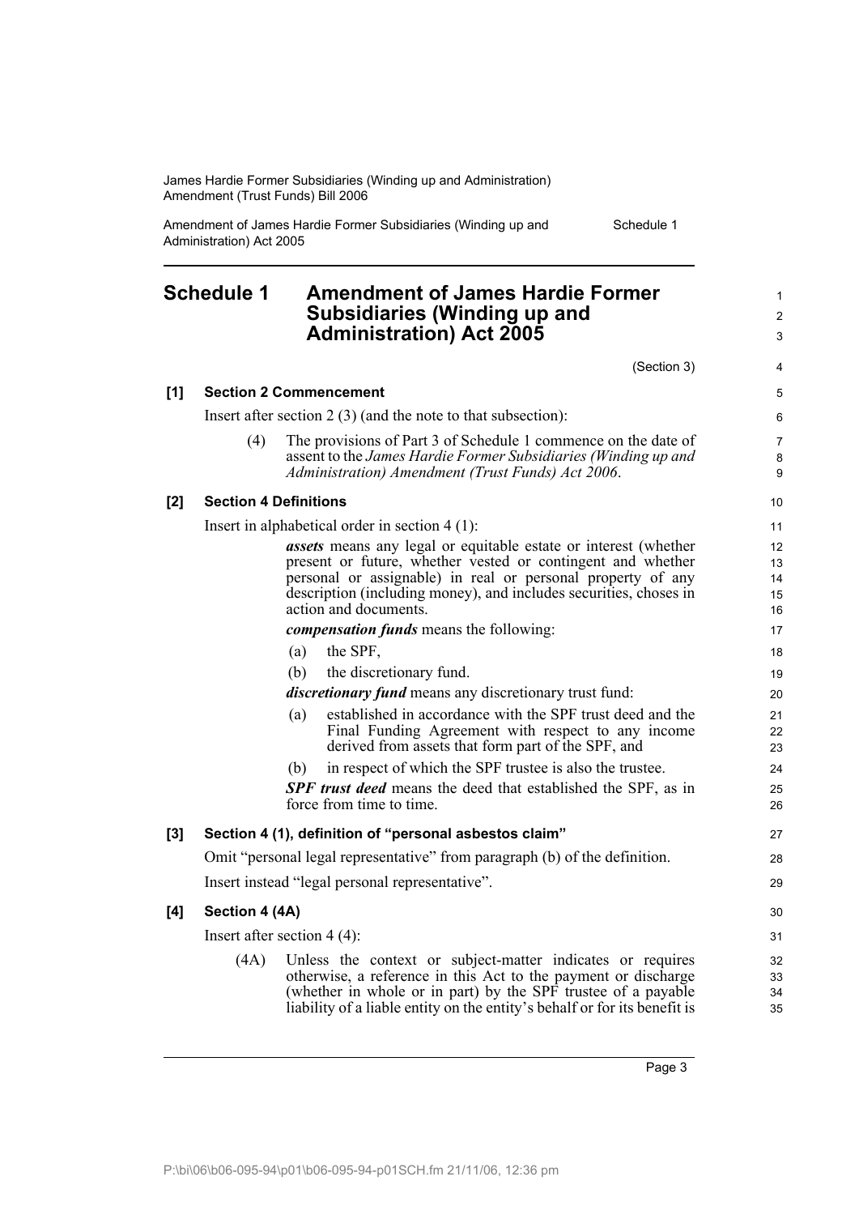## Schedule 1 Amendment of James Hardie Former Subsidiaries (Winding up and Administration) Act 2005

(Section 3)

**[1] Section 2 Commencement**

Insert after section 2 (3) (and the note to that subsection):

(4) The provisions of Part 3 of Schedule 1 commence on the date of assent to the *James Hardie Former Subsidiaries (Winding up and Administration) Amendment (Trust Funds) Act 2006*.

**[2] Section 4 Definitions**

Insert in alphabetical order in section 4 (1):

***assets*** means any legal or equitable estate or interest (whether present or future, whether vested or contingent and whether personal or assignable) in real or personal property of any description (including money), and includes securities, choses in action and documents.

***compensation funds*** means the following:

(a) the SPF,

(b) the discretionary fund.

***discretionary fund*** means any discretionary trust fund:

(a) established in accordance with the SPF trust deed and the Final Funding Agreement with respect to any income derived from assets that form part of the SPF, and

(b) in respect of which the SPF trustee is also the trustee.

***SPF trust deed*** means the deed that established the SPF, as in force from time to time.

**[3] Section 4 (1), definition of "personal asbestos claim"**

Omit "personal legal representative" from paragraph (b) of the definition.

Insert instead "legal personal representative".

**[4] Section 4 (4A)**

Insert after section 4 (4):

(4A) Unless the context or subject-matter indicates or requires otherwise, a reference in this Act to the payment or discharge (whether in whole or in part) by the SPF trustee of a payable liability of a liable entity on the entity's behalf or for its benefit is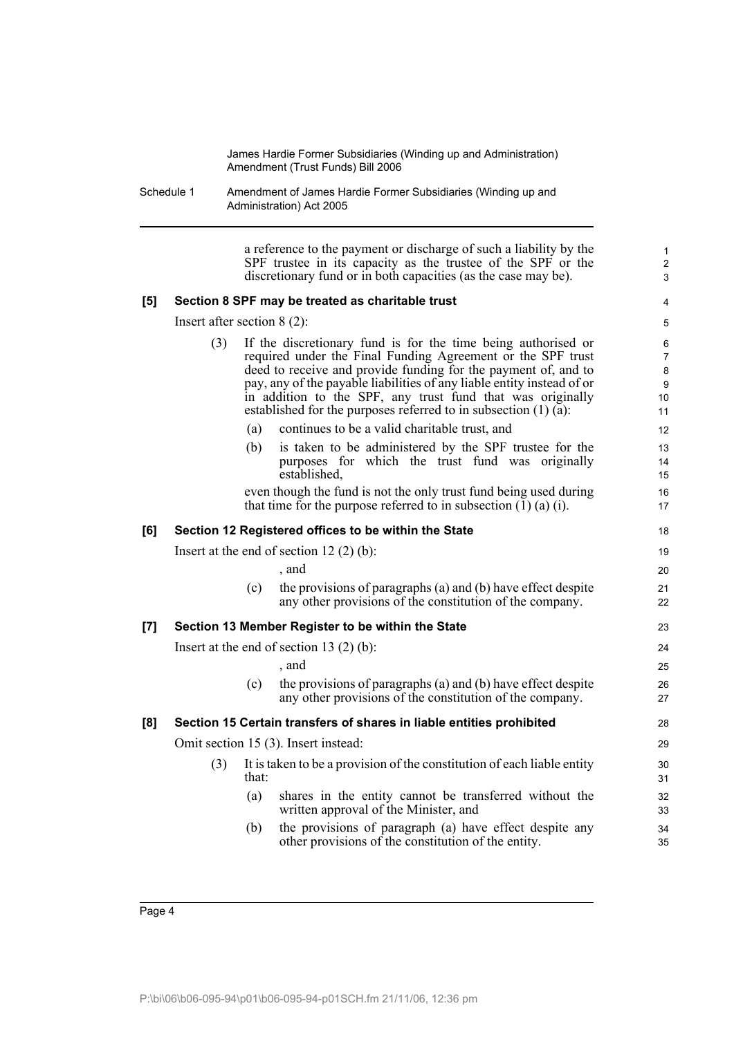a reference to the payment or discharge of such a liability by the SPF trustee in its capacity as the trustee of the SPF or the discretionary fund or in both capacities (as the case may be).

**[5] Section 8 SPF may be treated as charitable trust**

Insert after section 8 (2):

(3) If the discretionary fund is for the time being authorised or required under the Final Funding Agreement or the SPF trust deed to receive and provide funding for the payment of, and to pay, any of the payable liabilities of any liable entity instead of or in addition to the SPF, any trust fund that was originally established for the purposes referred to in subsection (1) (a):

(a) continues to be a valid charitable trust, and

(b) is taken to be administered by the SPF trustee for the purposes for which the trust fund was originally established,

even though the fund is not the only trust fund being used during that time for the purpose referred to in subsection (1) (a) (i).

**[6] Section 12 Registered offices to be within the State**

Insert at the end of section 12 (2) (b):

, and

(c) the provisions of paragraphs (a) and (b) have effect despite any other provisions of the constitution of the company.

**[7] Section 13 Member Register to be within the State**

Insert at the end of section 13 (2) (b):

, and

(c) the provisions of paragraphs (a) and (b) have effect despite any other provisions of the constitution of the company.

**[8] Section 15 Certain transfers of shares in liable entities prohibited**

Omit section 15 (3). Insert instead:

(3) It is taken to be a provision of the constitution of each liable entity that:

(a) shares in the entity cannot be transferred without the written approval of the Minister, and

(b) the provisions of paragraph (a) have effect despite any other provisions of the constitution of the entity.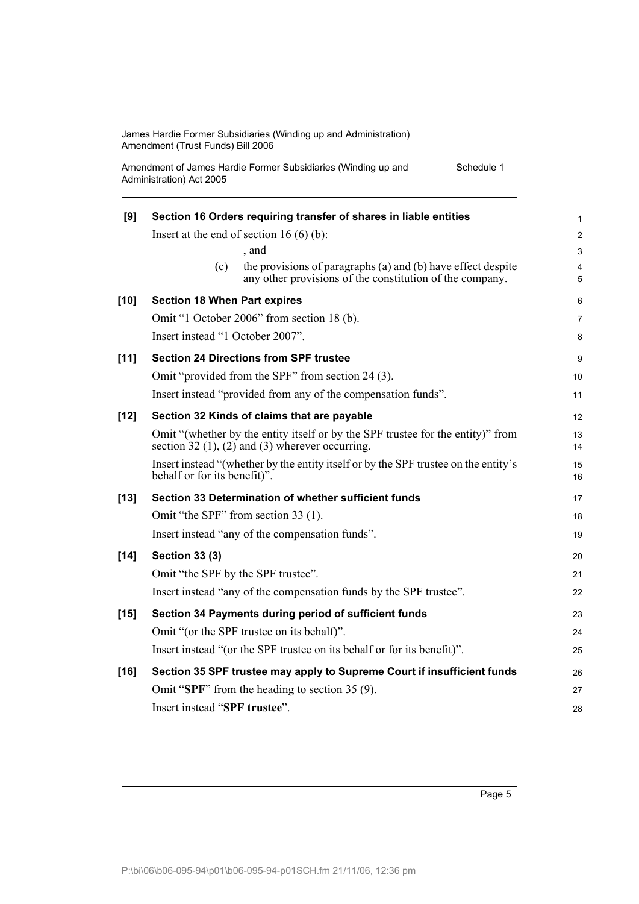**[9] Section 16 Orders requiring transfer of shares in liable entities**

Insert at the end of section 16 (6) (b):

, and

(c) the provisions of paragraphs (a) and (b) have effect despite any other provisions of the constitution of the company.

**[10] Section 18 When Part expires**

Omit "1 October 2006" from section 18 (b).

Insert instead "1 October 2007".

**[11] Section 24 Directions from SPF trustee**

Omit "provided from the SPF" from section 24 (3).

Insert instead "provided from any of the compensation funds".

**[12] Section 32 Kinds of claims that are payable**

Omit "(whether by the entity itself or by the SPF trustee for the entity)" from section 32 (1), (2) and (3) wherever occurring.

Insert instead "(whether by the entity itself or by the SPF trustee on the entity's behalf or for its benefit)".

**[13] Section 33 Determination of whether sufficient funds**

Omit "the SPF" from section 33 (1).

Insert instead "any of the compensation funds".

**[14] Section 33 (3)**

Omit "the SPF by the SPF trustee".

Insert instead "any of the compensation funds by the SPF trustee".

**[15] Section 34 Payments during period of sufficient funds**

Omit "(or the SPF trustee on its behalf)".

Insert instead "(or the SPF trustee on its behalf or for its benefit)".

**[16] Section 35 SPF trustee may apply to Supreme Court if insufficient funds**

Omit "**SPF**" from the heading to section 35 (9).

Insert instead "**SPF trustee**".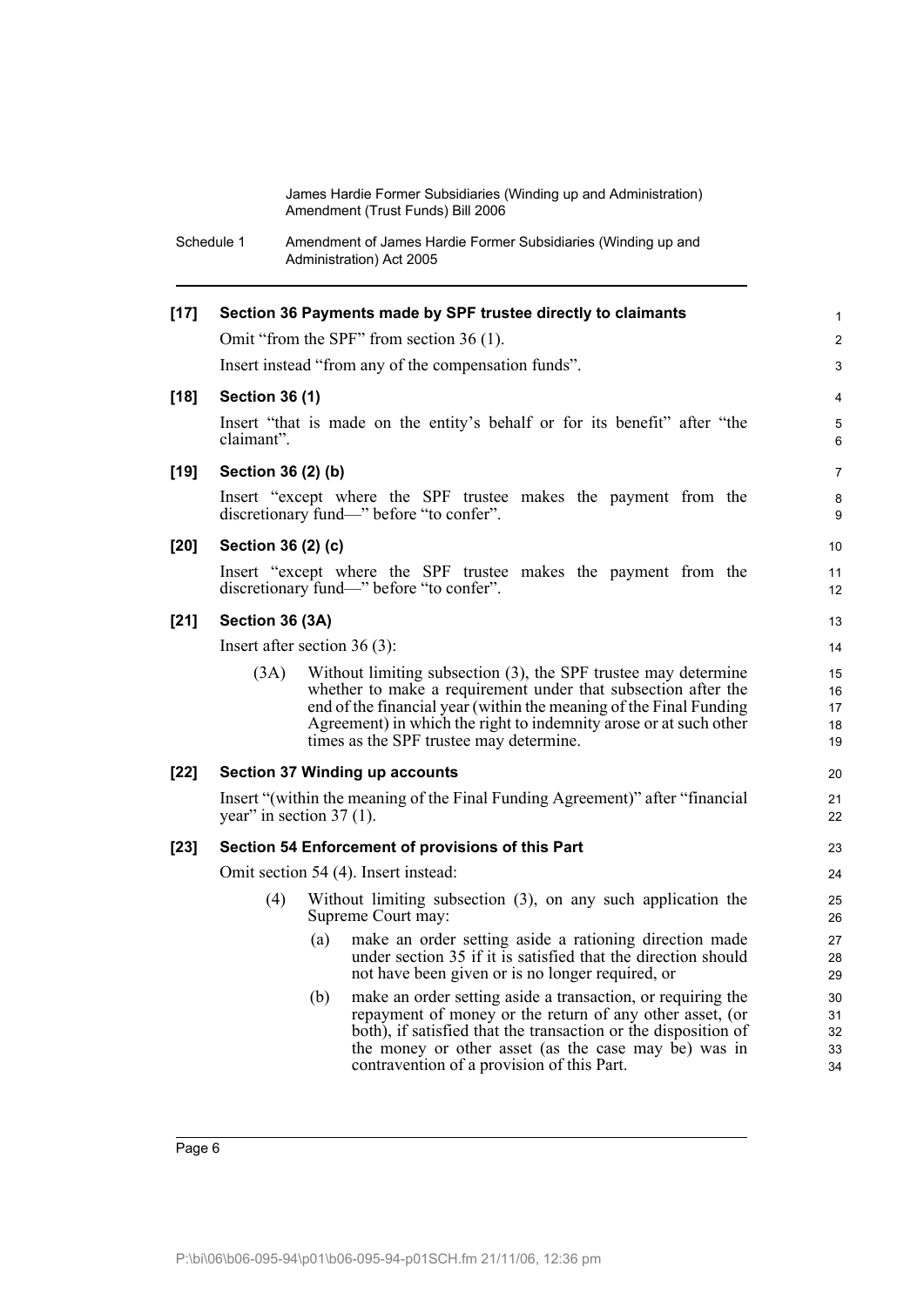**[17] Section 36 Payments made by SPF trustee directly to claimants**

Omit "from the SPF" from section 36 (1).

Insert instead "from any of the compensation funds".

**[18] Section 36 (1)**

Insert "that is made on the entity's behalf or for its benefit" after "the claimant".

**[19] Section 36 (2) (b)**

Insert "except where the SPF trustee makes the payment from the discretionary fund—" before "to confer".

**[20] Section 36 (2) (c)**

Insert "except where the SPF trustee makes the payment from the discretionary fund—" before "to confer".

**[21] Section 36 (3A)**

Insert after section 36 (3):

(3A) Without limiting subsection (3), the SPF trustee may determine whether to make a requirement under that subsection after the end of the financial year (within the meaning of the Final Funding Agreement) in which the right to indemnity arose or at such other times as the SPF trustee may determine.

**[22] Section 37 Winding up accounts**

Insert "(within the meaning of the Final Funding Agreement)" after "financial year" in section 37 (1).

**[23] Section 54 Enforcement of provisions of this Part**

Omit section 54 (4). Insert instead:

(4) Without limiting subsection (3), on any such application the Supreme Court may:

(a) make an order setting aside a rationing direction made under section 35 if it is satisfied that the direction should not have been given or is no longer required, or

(b) make an order setting aside a transaction, or requiring the repayment of money or the return of any other asset, (or both), if satisfied that the transaction or the disposition of the money or other asset (as the case may be) was in contravention of a provision of this Part.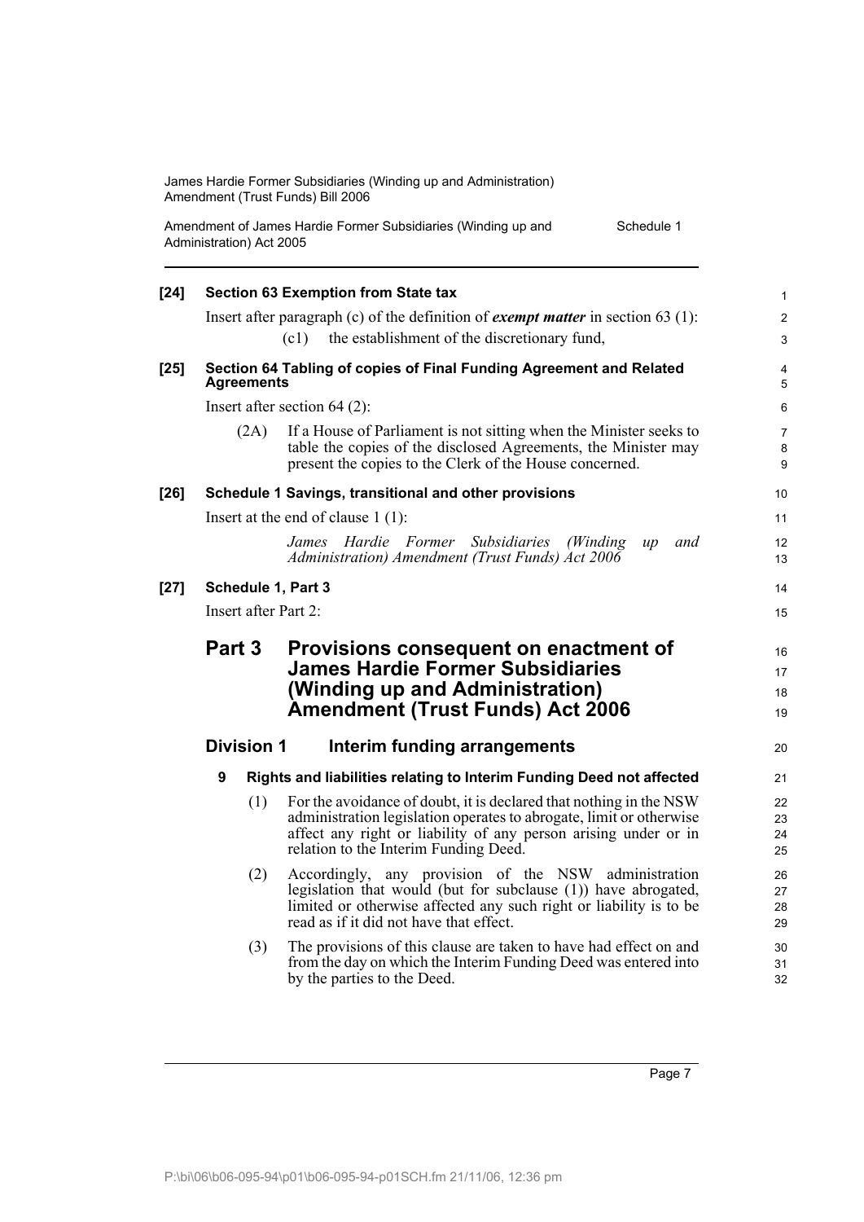**[24] Section 63 Exemption from State tax**

Insert after paragraph (c) of the definition of ***exempt matter*** in section 63 (1):

(c1) the establishment of the discretionary fund,

**[25] Section 64 Tabling of copies of Final Funding Agreement and Related Agreements**

Insert after section 64 (2):

(2A) If a House of Parliament is not sitting when the Minister seeks to table the copies of the disclosed Agreements, the Minister may present the copies to the Clerk of the House concerned.

**[26] Schedule 1 Savings, transitional and other provisions**

Insert at the end of clause 1 (1):

*James Hardie Former Subsidiaries (Winding up and Administration) Amendment (Trust Funds) Act 2006*

**[27] Schedule 1, Part 3**

Insert after Part 2:

# Part 3 Provisions consequent on enactment of James Hardie Former Subsidiaries (Winding up and Administration) Amendment (Trust Funds) Act 2006

## Division 1 Interim funding arrangements

### 9 Rights and liabilities relating to Interim Funding Deed not affected

(1) For the avoidance of doubt, it is declared that nothing in the NSW administration legislation operates to abrogate, limit or otherwise affect any right or liability of any person arising under or in relation to the Interim Funding Deed.

(2) Accordingly, any provision of the NSW administration legislation that would (but for subclause (1)) have abrogated, limited or otherwise affected any such right or liability is to be read as if it did not have that effect.

(3) The provisions of this clause are taken to have had effect on and from the day on which the Interim Funding Deed was entered into by the parties to the Deed.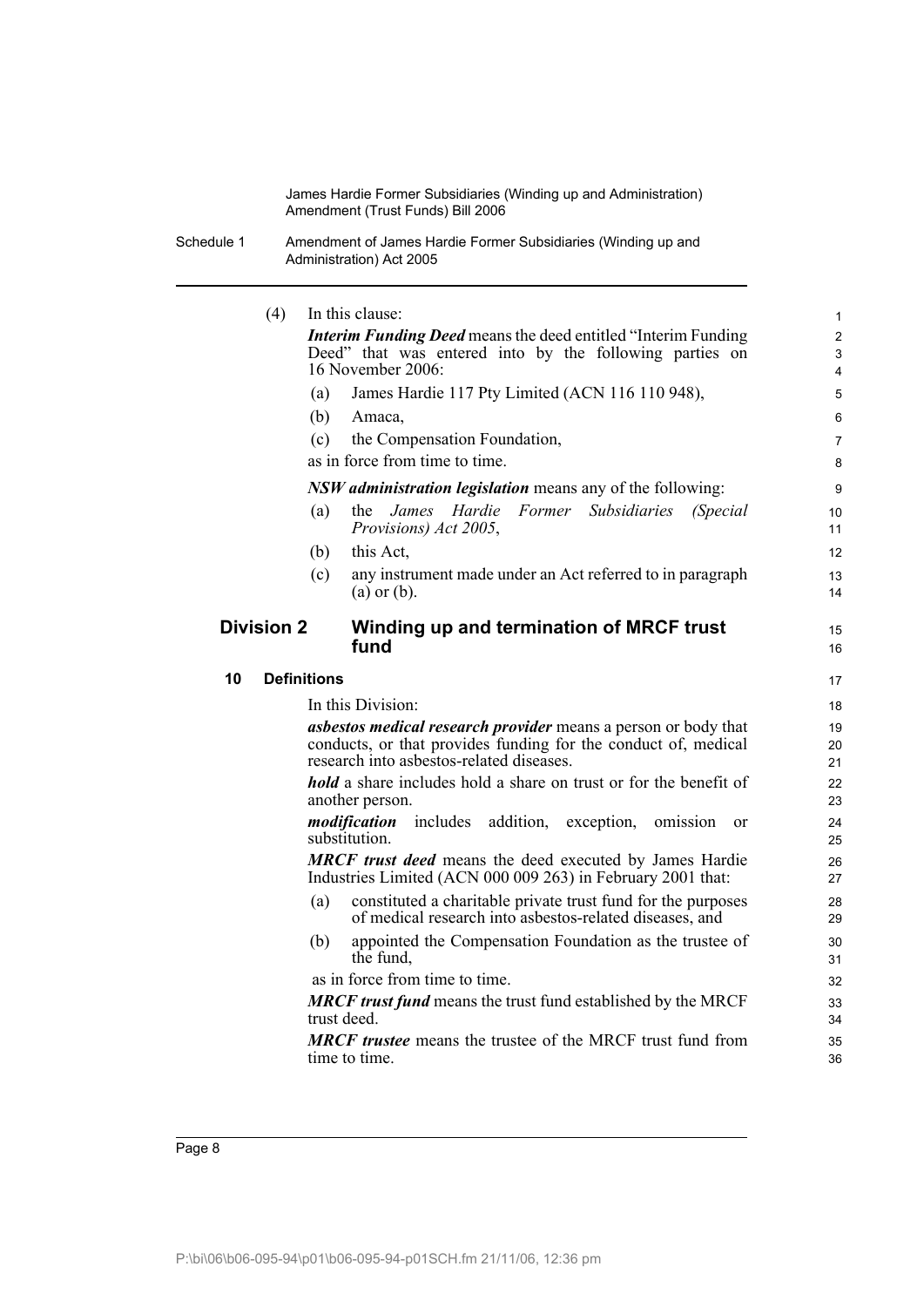(4) In this clause:

***Interim Funding Deed*** means the deed entitled "Interim Funding Deed" that was entered into by the following parties on 16 November 2006:

(a) James Hardie 117 Pty Limited (ACN 116 110 948),

(b) Amaca,

(c) the Compensation Foundation,

as in force from time to time.

***NSW administration legislation*** means any of the following:

(a) the *James Hardie Former Subsidiaries (Special Provisions) Act 2005*,

(b) this Act,

(c) any instrument made under an Act referred to in paragraph (a) or (b).

## Division 2 Winding up and termination of MRCF trust fund

### 10 Definitions

In this Division:

***asbestos medical research provider*** means a person or body that conducts, or that provides funding for the conduct of, medical research into asbestos-related diseases.

***hold*** a share includes hold a share on trust or for the benefit of another person.

***modification*** includes addition, exception, omission or substitution.

***MRCF trust deed*** means the deed executed by James Hardie Industries Limited (ACN 000 009 263) in February 2001 that:

(a) constituted a charitable private trust fund for the purposes of medical research into asbestos-related diseases, and

(b) appointed the Compensation Foundation as the trustee of the fund,

as in force from time to time.

***MRCF trust fund*** means the trust fund established by the MRCF trust deed.

***MRCF trustee*** means the trustee of the MRCF trust fund from time to time.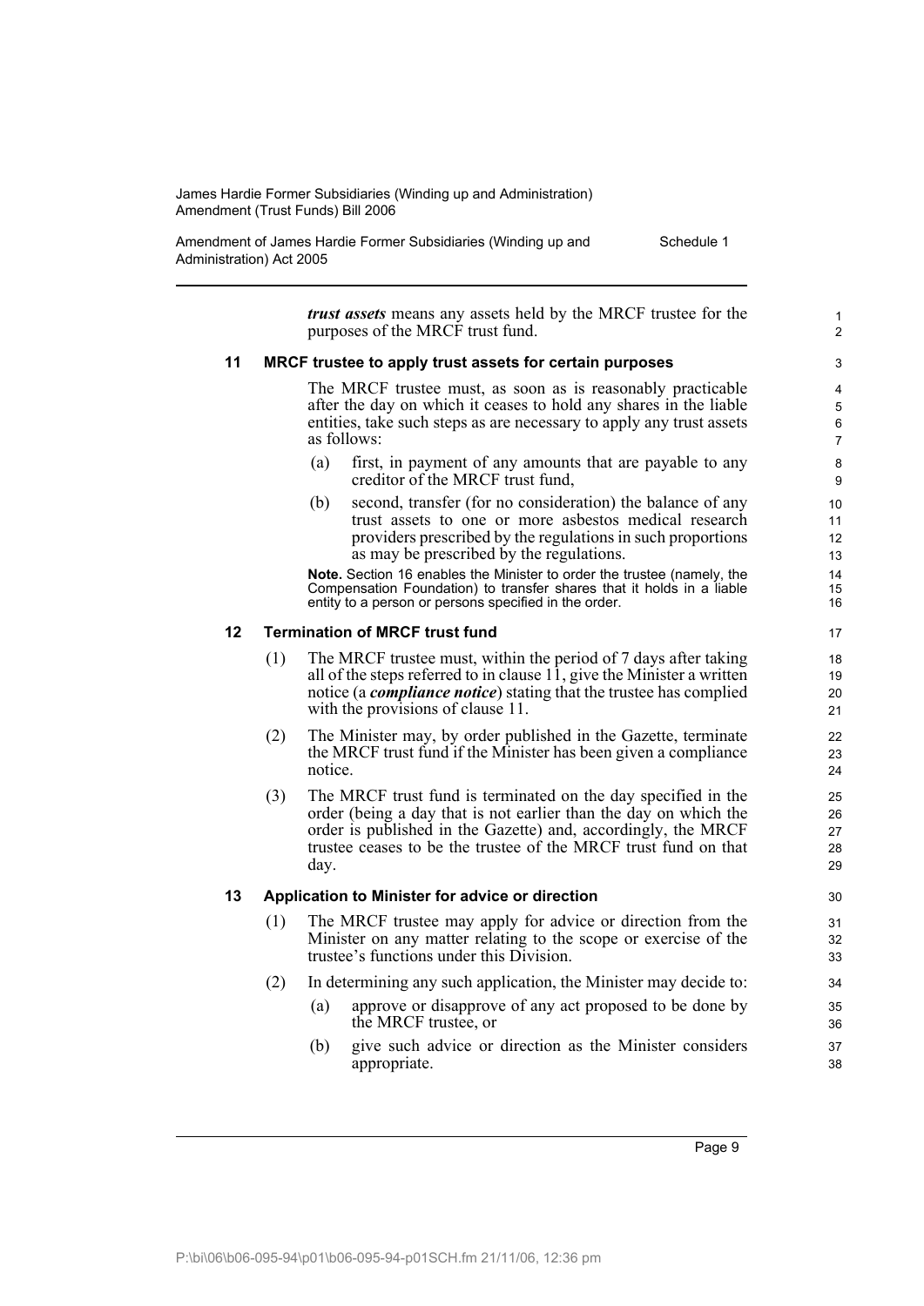*trust assets* means any assets held by the MRCF trustee for the purposes of the MRCF trust fund.

### 11 MRCF trustee to apply trust assets for certain purposes

The MRCF trustee must, as soon as is reasonably practicable after the day on which it ceases to hold any shares in the liable entities, take such steps as are necessary to apply any trust assets as follows:

(a) first, in payment of any amounts that are payable to any creditor of the MRCF trust fund,

(b) second, transfer (for no consideration) the balance of any trust assets to one or more asbestos medical research providers prescribed by the regulations in such proportions as may be prescribed by the regulations.

**Note.** Section 16 enables the Minister to order the trustee (namely, the Compensation Foundation) to transfer shares that it holds in a liable entity to a person or persons specified in the order.

### 12 Termination of MRCF trust fund

(1) The MRCF trustee must, within the period of 7 days after taking all of the steps referred to in clause 11, give the Minister a written notice (a ***compliance notice***) stating that the trustee has complied with the provisions of clause 11.

(2) The Minister may, by order published in the Gazette, terminate the MRCF trust fund if the Minister has been given a compliance notice.

(3) The MRCF trust fund is terminated on the day specified in the order (being a day that is not earlier than the day on which the order is published in the Gazette) and, accordingly, the MRCF trustee ceases to be the trustee of the MRCF trust fund on that day.

### 13 Application to Minister for advice or direction

(1) The MRCF trustee may apply for advice or direction from the Minister on any matter relating to the scope or exercise of the trustee's functions under this Division.

(2) In determining any such application, the Minister may decide to:

(a) approve or disapprove of any act proposed to be done by the MRCF trustee, or

(b) give such advice or direction as the Minister considers appropriate.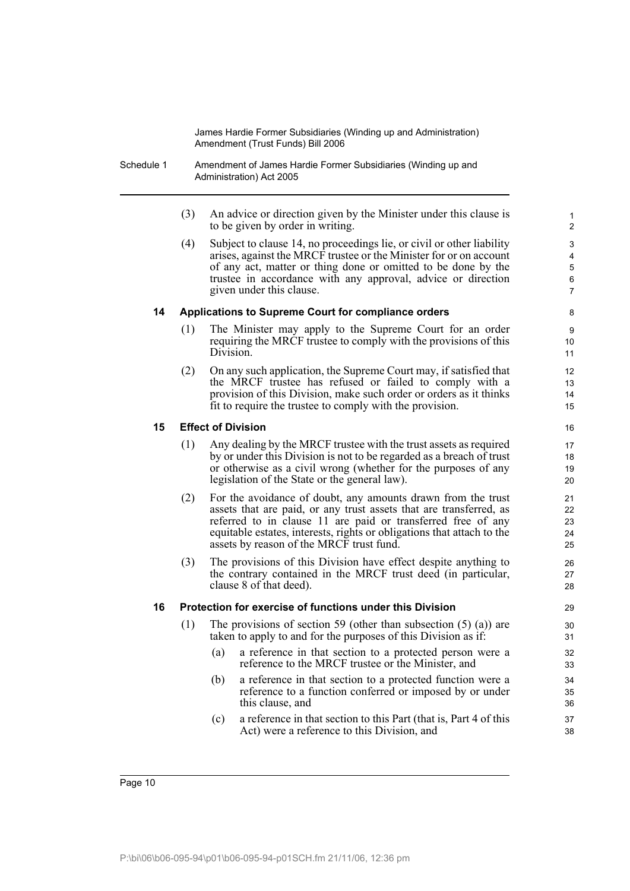(3) An advice or direction given by the Minister under this clause is to be given by order in writing.

(4) Subject to clause 14, no proceedings lie, or civil or other liability arises, against the MRCF trustee or the Minister for or on account of any act, matter or thing done or omitted to be done by the trustee in accordance with any approval, advice or direction given under this clause.

### 14 Applications to Supreme Court for compliance orders

(1) The Minister may apply to the Supreme Court for an order requiring the MRCF trustee to comply with the provisions of this Division.

(2) On any such application, the Supreme Court may, if satisfied that the MRCF trustee has refused or failed to comply with a provision of this Division, make such order or orders as it thinks fit to require the trustee to comply with the provision.

### 15 Effect of Division

(1) Any dealing by the MRCF trustee with the trust assets as required by or under this Division is not to be regarded as a breach of trust or otherwise as a civil wrong (whether for the purposes of any legislation of the State or the general law).

(2) For the avoidance of doubt, any amounts drawn from the trust assets that are paid, or any trust assets that are transferred, as referred to in clause 11 are paid or transferred free of any equitable estates, interests, rights or obligations that attach to the assets by reason of the MRCF trust fund.

(3) The provisions of this Division have effect despite anything to the contrary contained in the MRCF trust deed (in particular, clause 8 of that deed).

### 16 Protection for exercise of functions under this Division

(1) The provisions of section 59 (other than subsection (5) (a)) are taken to apply to and for the purposes of this Division as if:

- (a) a reference in that section to a protected person were a reference to the MRCF trustee or the Minister, and
- (b) a reference in that section to a protected function were a reference to a function conferred or imposed by or under this clause, and
- (c) a reference in that section to this Part (that is, Part 4 of this Act) were a reference to this Division, and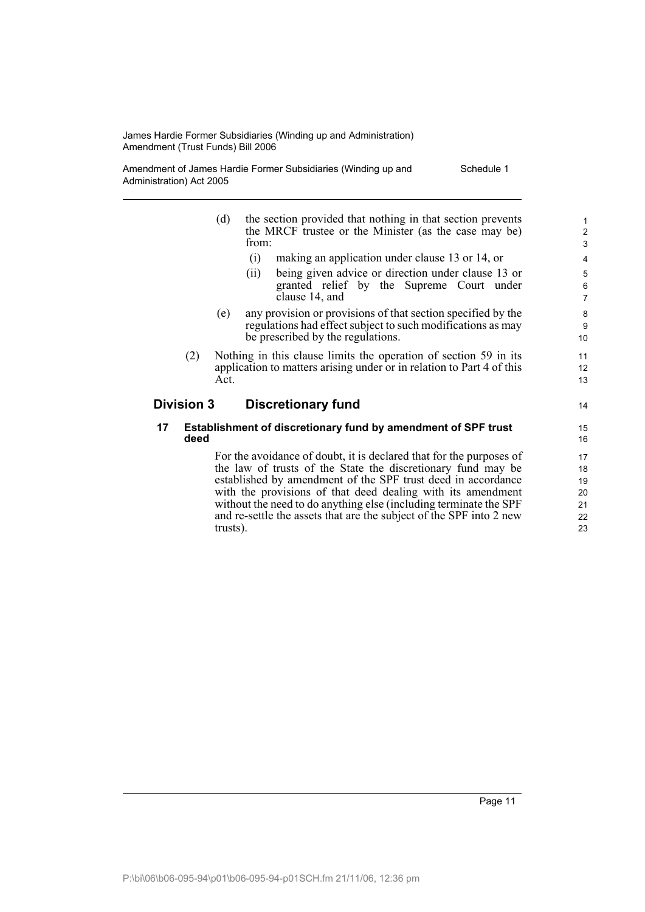(d) the section provided that nothing in that section prevents the MRCF trustee or the Minister (as the case may be) from:

(i) making an application under clause 13 or 14, or

(ii) being given advice or direction under clause 13 or granted relief by the Supreme Court under clause 14, and

(e) any provision or provisions of that section specified by the regulations had effect subject to such modifications as may be prescribed by the regulations.

(2) Nothing in this clause limits the operation of section 59 in its application to matters arising under or in relation to Part 4 of this Act.

## Division 3 Discretionary fund

### 17 Establishment of discretionary fund by amendment of SPF trust deed

For the avoidance of doubt, it is declared that for the purposes of the law of trusts of the State the discretionary fund may be established by amendment of the SPF trust deed in accordance with the provisions of that deed dealing with its amendment without the need to do anything else (including terminate the SPF and re-settle the assets that are the subject of the SPF into 2 new trusts).